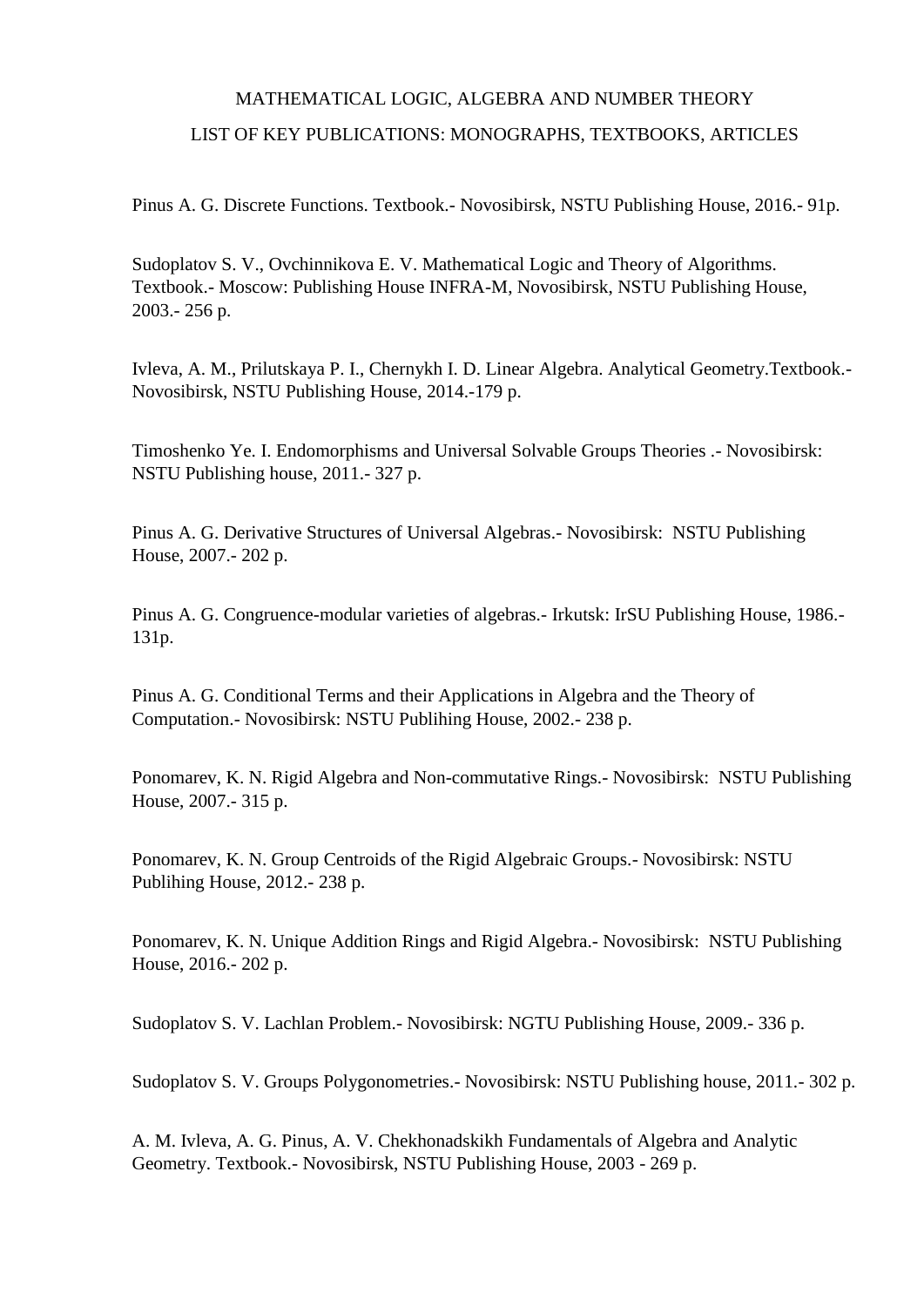# MATHEMATICAL LOGIC, ALGEBRA AND NUMBER THEORY

## LIST OF KEY PUBLICATIONS: MONOGRAPHS, TEXTBOOKS, ARTICLES

Pinus A. G. Discrete Functions. Textbook.- Novosibirsk, NSTU Publishing House, 2016.- 91p.

Sudoplatov S. V., Ovchinnikova E. V. Mathematical Logic and Theory of Algorithms. Textbook.- Moscow: Publishing House INFRA-M, Novosibirsk, NSTU Publishing House, 2003.- 256 p.

Ivleva, A. M., Prilutskaya P. I., Chernykh I. D. Linear Algebra. Analytical Geometry.Textbook.- Novosibirsk, NSTU Publishing House, 2014.-179 p.

Timoshenko Ye. I. Endomorphisms and Universal Solvable Groups Theories .- Novosibirsk: NSTU Publishing house, 2011.- 327 p.

Pinus A. G. Derivative Structures of Universal Algebras.- Novosibirsk: NSTU Publishing House, 2007.- 202 p.

Pinus A. G. Congruence-modular varieties of algebras.- Irkutsk: IrSU Publishing House, 1986.- 131p.

Pinus A. G. Conditional Terms and their Applications in Algebra and the Theory of Computation.- Novosibirsk: NSTU Publihing House, 2002.- 238 p.

Ponomarev, K. N. Rigid Algebra and Non-commutative Rings.- Novosibirsk: NSTU Publishing House, 2007.- 315 p.

Ponomarev, K. N. Group Centroids of the Rigid Algebraic Groups.- Novosibirsk: NSTU Publihing House, 2012.- 238 p.

Ponomarev, K. N. Unique Addition Rings and Rigid Algebra.- Novosibirsk: NSTU Publishing House, 2016.- 202 p.

Sudoplatov S. V. Lachlan Problem.- Novosibirsk: NGTU Publishing House, 2009.- 336 p.

Sudoplatov S. V. Groups Polygonometries.- Novosibirsk: NSTU Publishing house, 2011.- 302 p.

A. M. Ivleva, A. G. Pinus, A. V. Chekhonadskikh Fundamentals of Algebra and Analytic Geometry. Textbook.- Novosibirsk, NSTU Publishing House, 2003 - 269 p.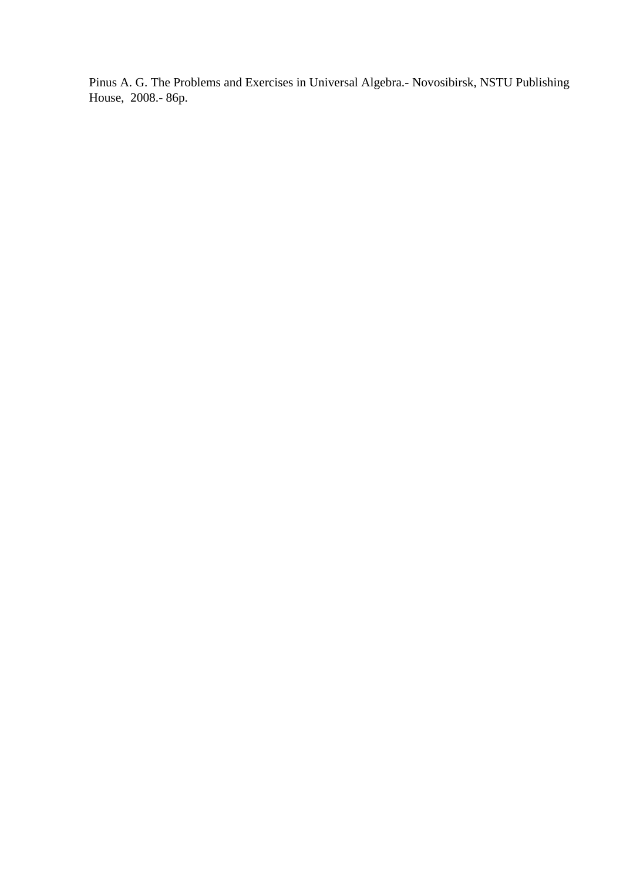Pinus A. G. The Problems and Exercises in Universal Algebra.- Novosibirsk, NSTU Publishing House, 2008.- 86p.